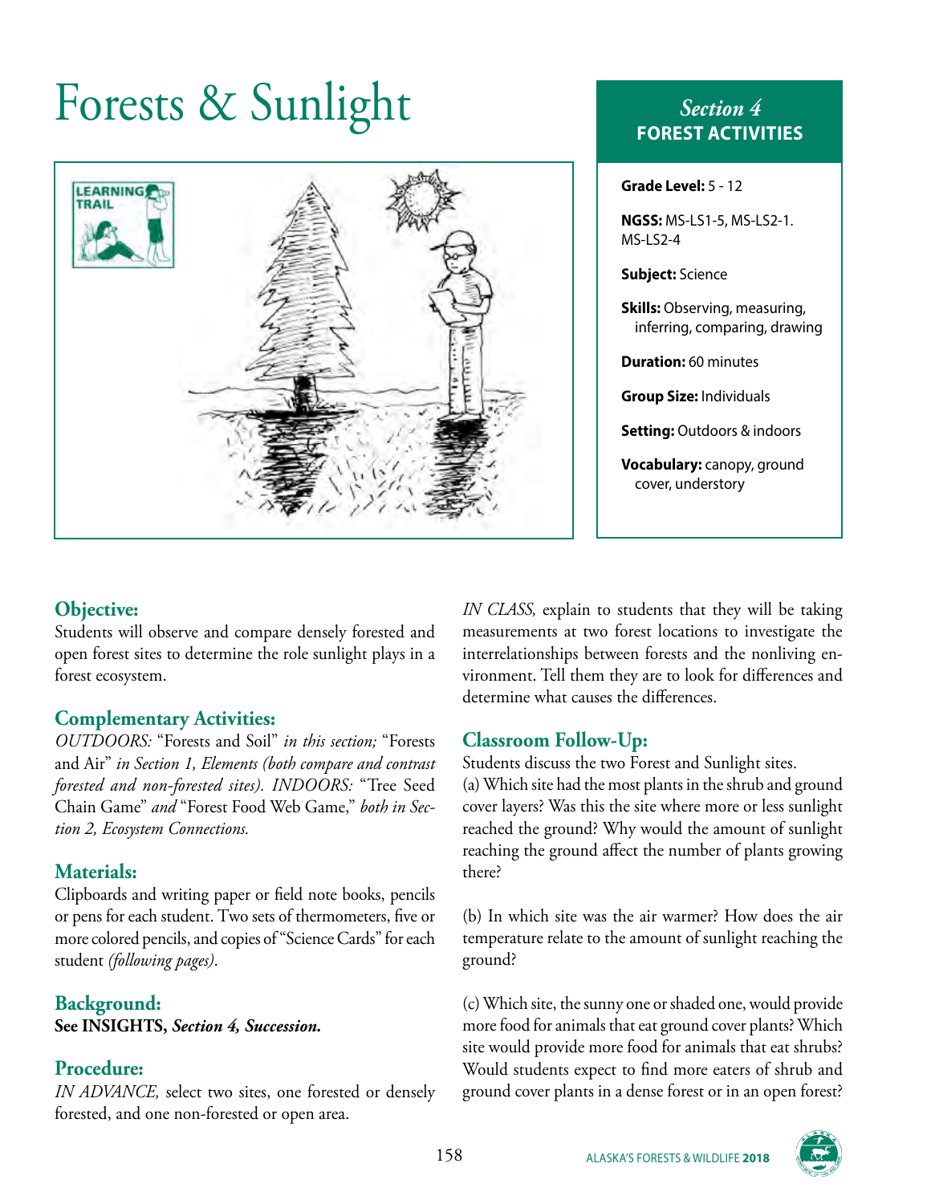# Forests & Sunlight

*Section 4*
**FOREST ACTIVITIES**

**Grade Level:** 5 - 12

**NGSS:** MS-LS1-5, MS-LS2-1. MS-LS2-4

**Subject:** Science

**Skills:** Observing, measuring, inferring, comparing, drawing

**Duration:** 60 minutes

**Group Size:** Individuals

**Setting:** Outdoors & indoors

**Vocabulary:** canopy, ground cover, understory

## Objective:

Students will observe and compare densely forested and open forest sites to determine the role sunlight plays in a forest ecosystem.

## Complementary Activities:

*OUTDOORS:* "Forests and Soil" *in this section;* "Forests and Air" *in Section 1, Elements (both compare and contrast forested and non-forested sites). INDOORS:* "Tree Seed Chain Game" *and* "Forest Food Web Game," *both in Section 2, Ecosystem Connections.*

## Materials:

Clipboards and writing paper or field note books, pencils or pens for each student. Two sets of thermometers, five or more colored pencils, and copies of "Science Cards" for each student *(following pages)*.

## Background:

**See INSIGHTS, *Section 4, Succession.***

## Procedure:

*IN ADVANCE,* select two sites, one forested or densely forested, and one non-forested or open area.

*IN CLASS,* explain to students that they will be taking measurements at two forest locations to investigate the interrelationships between forests and the nonliving environment. Tell them they are to look for differences and determine what causes the differences.

## Classroom Follow-Up:

Students discuss the two Forest and Sunlight sites.

(a) Which site had the most plants in the shrub and ground cover layers? Was this the site where more or less sunlight reached the ground? Why would the amount of sunlight reaching the ground affect the number of plants growing there?

(b) In which site was the air warmer? How does the air temperature relate to the amount of sunlight reaching the ground?

(c) Which site, the sunny one or shaded one, would provide more food for animals that eat ground cover plants? Which site would provide more food for animals that eat shrubs? Would students expect to find more eaters of shrub and ground cover plants in a dense forest or in an open forest?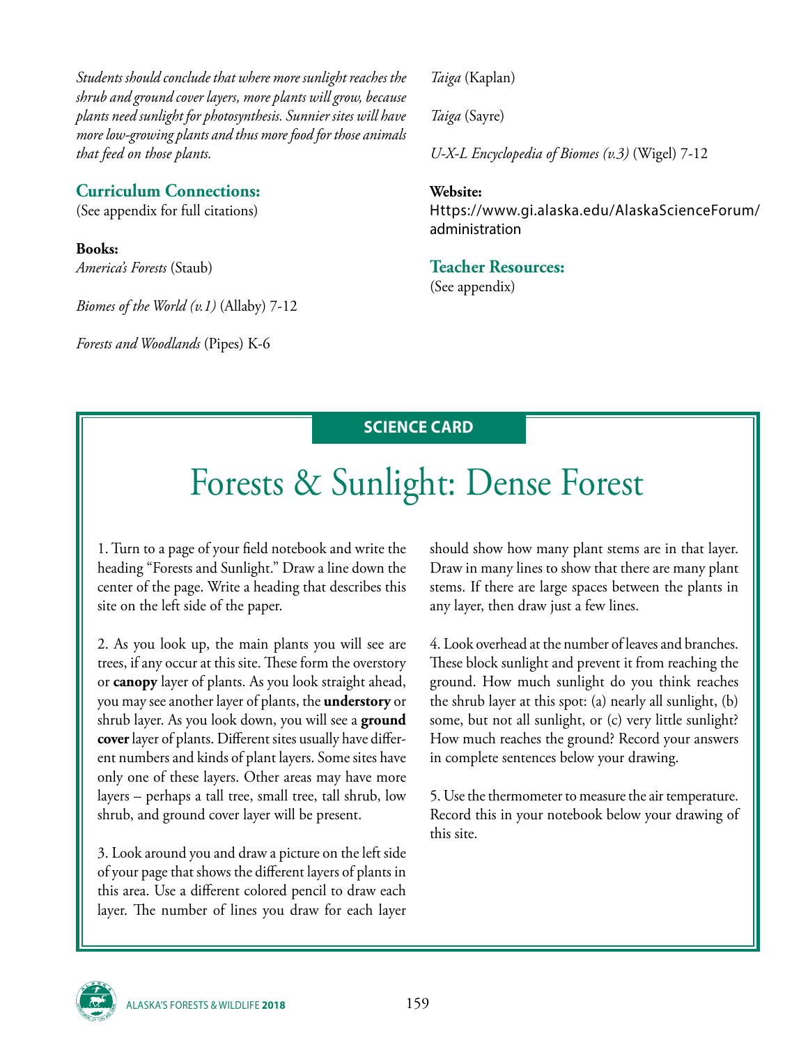*Students should conclude that where more sunlight reaches the shrub and ground cover layers, more plants will grow, because plants need sunlight for photosynthesis. Sunnier sites will have more low-growing plants and thus more food for those animals that feed on those plants.*

## Curriculum Connections:

(See appendix for full citations)

**Books:**

*America's Forests* (Staub)

*Biomes of the World (v.1)* (Allaby) 7-12

*Forests and Woodlands* (Pipes) K-6

*Taiga* (Kaplan)

*Taiga* (Sayre)

*U-X-L Encyclopedia of Biomes (v.3)* (Wigel) 7-12

**Website:**

Https://www.gi.alaska.edu/AlaskaScienceForum/administration

## Teacher Resources:

(See appendix)

---

**SCIENCE CARD**

# Forests & Sunlight: Dense Forest

1. Turn to a page of your field notebook and write the heading "Forests and Sunlight." Draw a line down the center of the page. Write a heading that describes this site on the left side of the paper.

2. As you look up, the main plants you will see are trees, if any occur at this site. These form the overstory or **canopy** layer of plants. As you look straight ahead, you may see another layer of plants, the **understory** or shrub layer. As you look down, you will see a **ground cover** layer of plants. Different sites usually have different numbers and kinds of plant layers. Some sites have only one of these layers. Other areas may have more layers – perhaps a tall tree, small tree, tall shrub, low shrub, and ground cover layer will be present.

3. Look around you and draw a picture on the left side of your page that shows the different layers of plants in this area. Use a different colored pencil to draw each layer. The number of lines you draw for each layer should show how many plant stems are in that layer. Draw in many lines to show that there are many plant stems. If there are large spaces between the plants in any layer, then draw just a few lines.

4. Look overhead at the number of leaves and branches. These block sunlight and prevent it from reaching the ground. How much sunlight do you think reaches the shrub layer at this spot: (a) nearly all sunlight, (b) some, but not all sunlight, or (c) very little sunlight? How much reaches the ground? Record your answers in complete sentences below your drawing.

5. Use the thermometer to measure the air temperature. Record this in your notebook below your drawing of this site.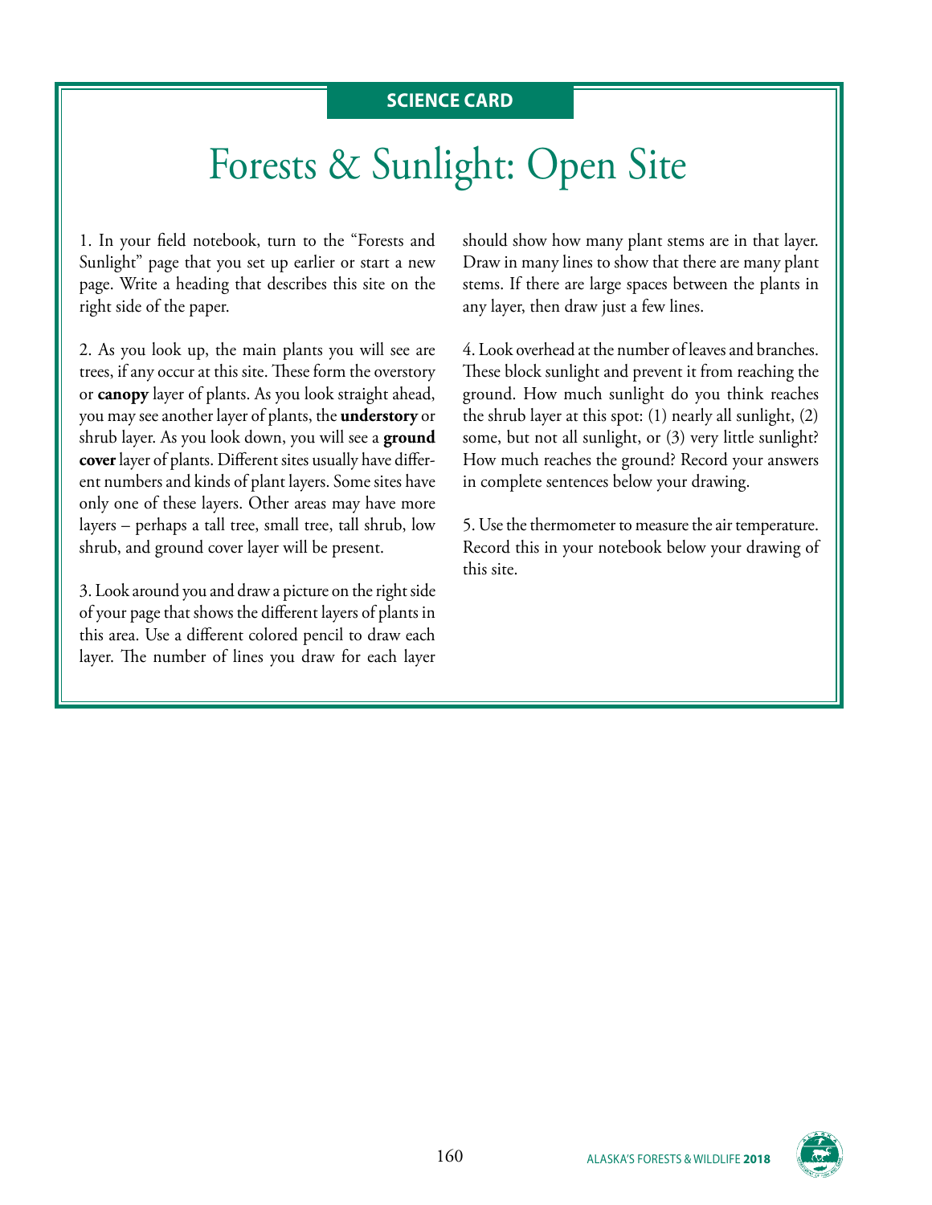**SCIENCE CARD**

# Forests & Sunlight: Open Site

1. In your field notebook, turn to the "Forests and Sunlight" page that you set up earlier or start a new page. Write a heading that describes this site on the right side of the paper.

2. As you look up, the main plants you will see are trees, if any occur at this site. These form the overstory or **canopy** layer of plants. As you look straight ahead, you may see another layer of plants, the **understory** or shrub layer. As you look down, you will see a **ground cover** layer of plants. Different sites usually have different numbers and kinds of plant layers. Some sites have only one of these layers. Other areas may have more layers – perhaps a tall tree, small tree, tall shrub, low shrub, and ground cover layer will be present.

3. Look around you and draw a picture on the right side of your page that shows the different layers of plants in this area. Use a different colored pencil to draw each layer. The number of lines you draw for each layer should show how many plant stems are in that layer. Draw in many lines to show that there are many plant stems. If there are large spaces between the plants in any layer, then draw just a few lines.

4. Look overhead at the number of leaves and branches. These block sunlight and prevent it from reaching the ground. How much sunlight do you think reaches the shrub layer at this spot: (1) nearly all sunlight, (2) some, but not all sunlight, or (3) very little sunlight? How much reaches the ground? Record your answers in complete sentences below your drawing.

5. Use the thermometer to measure the air temperature. Record this in your notebook below your drawing of this site.